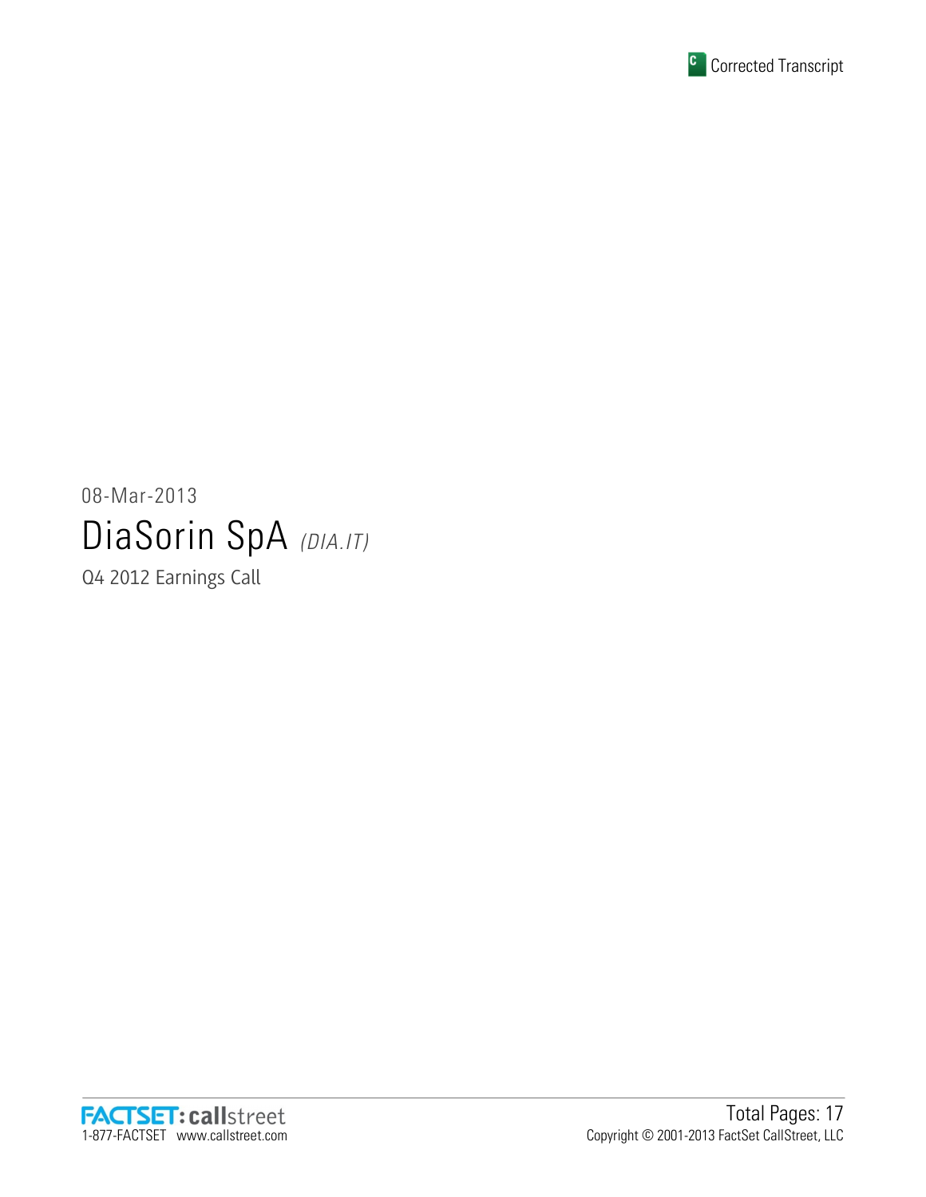Corrected Transcript

08-Mar-2013

# DiaSorin SpA *(DIA.IT)*

Q4 2012 Earnings Call

FACTSET: callstreet
1-877-FACTSET www.callstreet.com

Total Pages: 17
Copyright © 2001-2013 FactSet CallStreet, LLC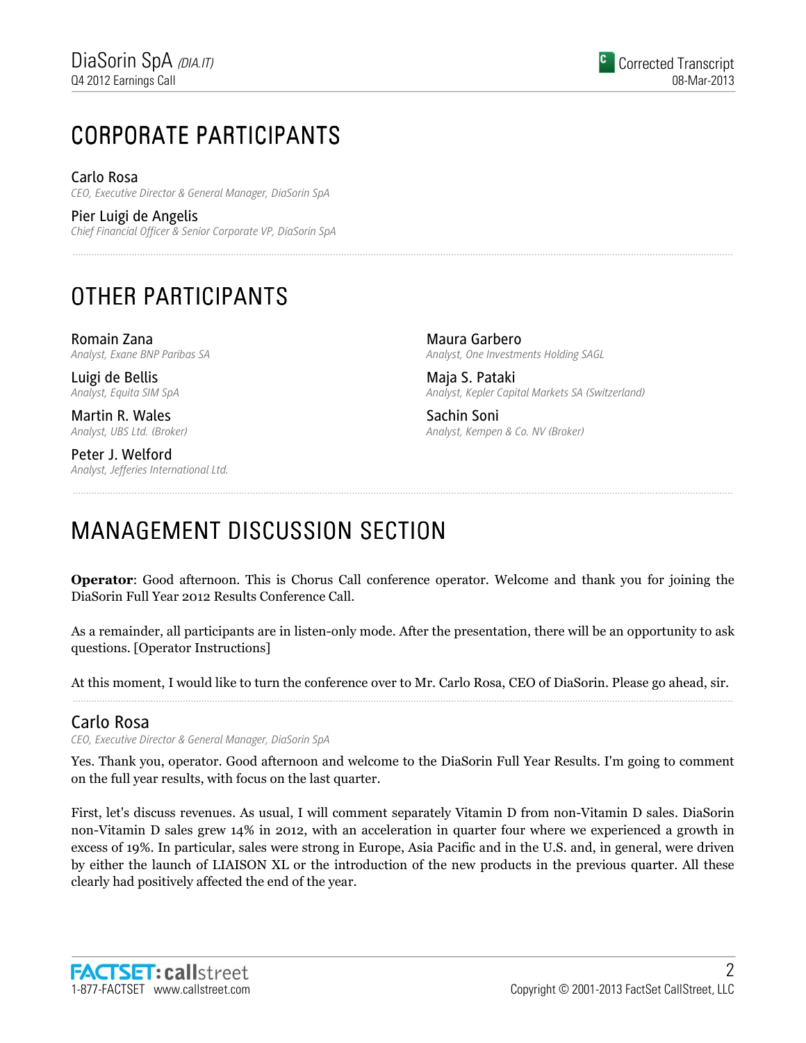# CORPORATE PARTICIPANTS

**Carlo Rosa**
*CEO, Executive Director & General Manager, DiaSorin SpA*

**Pier Luigi de Angelis**
*Chief Financial Officer & Senior Corporate VP, DiaSorin SpA*

# OTHER PARTICIPANTS

**Romain Zana**
*Analyst, Exane BNP Paribas SA*

**Luigi de Bellis**
*Analyst, Equita SIM SpA*

**Martin R. Wales**
*Analyst, UBS Ltd. (Broker)*

**Peter J. Welford**
*Analyst, Jefferies International Ltd.*

**Maura Garbero**
*Analyst, One Investments Holding SAGL*

**Maja S. Pataki**
*Analyst, Kepler Capital Markets SA (Switzerland)*

**Sachin Soni**
*Analyst, Kempen & Co. NV (Broker)*

# MANAGEMENT DISCUSSION SECTION

**Operator**: Good afternoon. This is Chorus Call conference operator. Welcome and thank you for joining the DiaSorin Full Year 2012 Results Conference Call.

As a remainder, all participants are in listen-only mode. After the presentation, there will be an opportunity to ask questions. [Operator Instructions]

At this moment, I would like to turn the conference over to Mr. Carlo Rosa, CEO of DiaSorin. Please go ahead, sir.

## Carlo Rosa

*CEO, Executive Director & General Manager, DiaSorin SpA*

Yes. Thank you, operator. Good afternoon and welcome to the DiaSorin Full Year Results. I'm going to comment on the full year results, with focus on the last quarter.

First, let's discuss revenues. As usual, I will comment separately Vitamin D from non-Vitamin D sales. DiaSorin non-Vitamin D sales grew 14% in 2012, with an acceleration in quarter four where we experienced a growth in excess of 19%. In particular, sales were strong in Europe, Asia Pacific and in the U.S. and, in general, were driven by either the launch of LIAISON XL or the introduction of the new products in the previous quarter. All these clearly had positively affected the end of the year.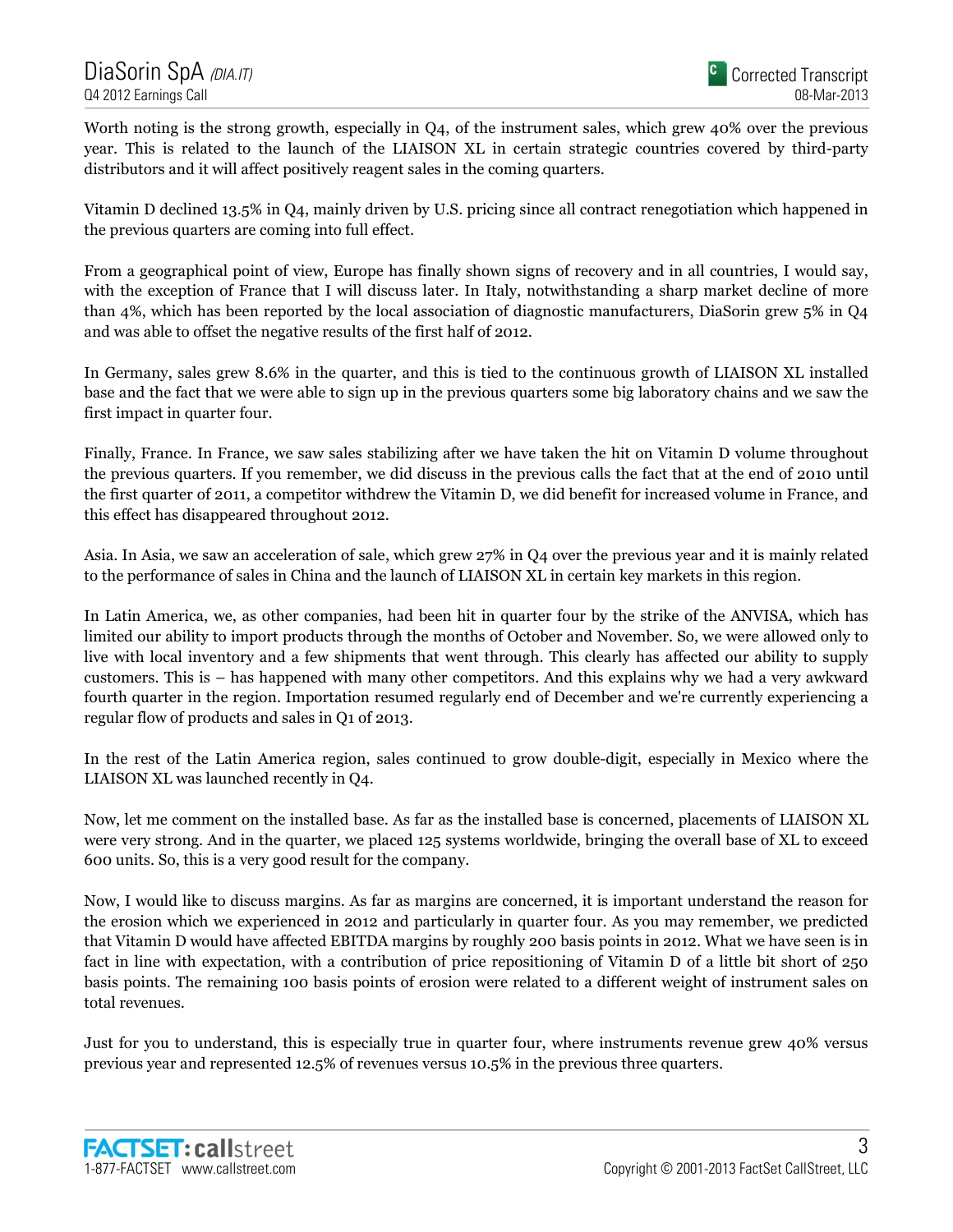Worth noting is the strong growth, especially in Q4, of the instrument sales, which grew 40% over the previous year. This is related to the launch of the LIAISON XL in certain strategic countries covered by third-party distributors and it will affect positively reagent sales in the coming quarters.

Vitamin D declined 13.5% in Q4, mainly driven by U.S. pricing since all contract renegotiation which happened in the previous quarters are coming into full effect.

From a geographical point of view, Europe has finally shown signs of recovery and in all countries, I would say, with the exception of France that I will discuss later. In Italy, notwithstanding a sharp market decline of more than 4%, which has been reported by the local association of diagnostic manufacturers, DiaSorin grew 5% in Q4 and was able to offset the negative results of the first half of 2012.

In Germany, sales grew 8.6% in the quarter, and this is tied to the continuous growth of LIAISON XL installed base and the fact that we were able to sign up in the previous quarters some big laboratory chains and we saw the first impact in quarter four.

Finally, France. In France, we saw sales stabilizing after we have taken the hit on Vitamin D volume throughout the previous quarters. If you remember, we did discuss in the previous calls the fact that at the end of 2010 until the first quarter of 2011, a competitor withdrew the Vitamin D, we did benefit for increased volume in France, and this effect has disappeared throughout 2012.

Asia. In Asia, we saw an acceleration of sale, which grew 27% in Q4 over the previous year and it is mainly related to the performance of sales in China and the launch of LIAISON XL in certain key markets in this region.

In Latin America, we, as other companies, had been hit in quarter four by the strike of the ANVISA, which has limited our ability to import products through the months of October and November. So, we were allowed only to live with local inventory and a few shipments that went through. This clearly has affected our ability to supply customers. This is – has happened with many other competitors. And this explains why we had a very awkward fourth quarter in the region. Importation resumed regularly end of December and we're currently experiencing a regular flow of products and sales in Q1 of 2013.

In the rest of the Latin America region, sales continued to grow double-digit, especially in Mexico where the LIAISON XL was launched recently in Q4.

Now, let me comment on the installed base. As far as the installed base is concerned, placements of LIAISON XL were very strong. And in the quarter, we placed 125 systems worldwide, bringing the overall base of XL to exceed 600 units. So, this is a very good result for the company.

Now, I would like to discuss margins. As far as margins are concerned, it is important understand the reason for the erosion which we experienced in 2012 and particularly in quarter four. As you may remember, we predicted that Vitamin D would have affected EBITDA margins by roughly 200 basis points in 2012. What we have seen is in fact in line with expectation, with a contribution of price repositioning of Vitamin D of a little bit short of 250 basis points. The remaining 100 basis points of erosion were related to a different weight of instrument sales on total revenues.

Just for you to understand, this is especially true in quarter four, where instruments revenue grew 40% versus previous year and represented 12.5% of revenues versus 10.5% in the previous three quarters.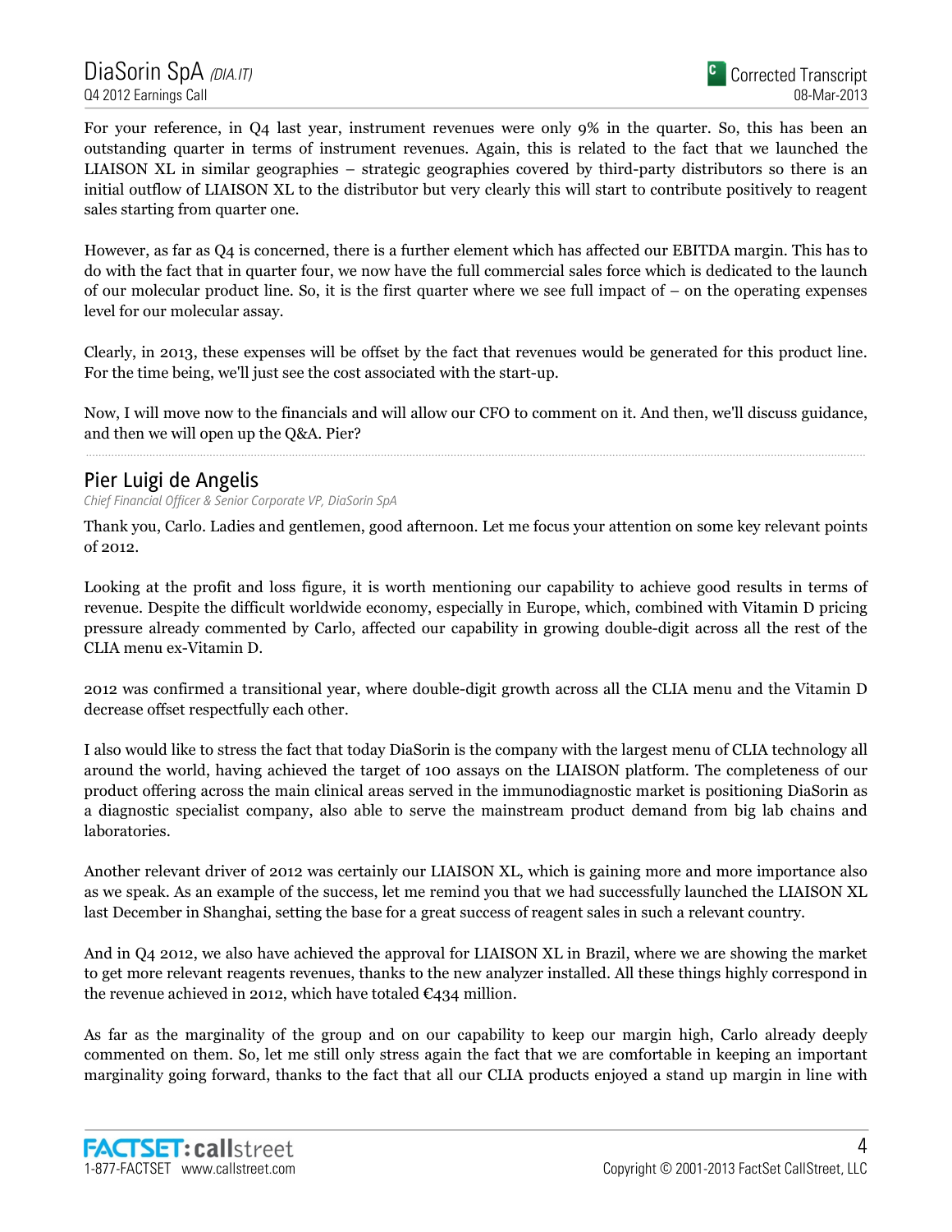For your reference, in Q4 last year, instrument revenues were only 9% in the quarter. So, this has been an outstanding quarter in terms of instrument revenues. Again, this is related to the fact that we launched the LIAISON XL in similar geographies – strategic geographies covered by third-party distributors so there is an initial outflow of LIAISON XL to the distributor but very clearly this will start to contribute positively to reagent sales starting from quarter one.

However, as far as Q4 is concerned, there is a further element which has affected our EBITDA margin. This has to do with the fact that in quarter four, we now have the full commercial sales force which is dedicated to the launch of our molecular product line. So, it is the first quarter where we see full impact of – on the operating expenses level for our molecular assay.

Clearly, in 2013, these expenses will be offset by the fact that revenues would be generated for this product line. For the time being, we'll just see the cost associated with the start-up.

Now, I will move now to the financials and will allow our CFO to comment on it. And then, we'll discuss guidance, and then we will open up the Q&A. Pier?

## Pier Luigi de Angelis

*Chief Financial Officer & Senior Corporate VP, DiaSorin SpA*

Thank you, Carlo. Ladies and gentlemen, good afternoon. Let me focus your attention on some key relevant points of 2012.

Looking at the profit and loss figure, it is worth mentioning our capability to achieve good results in terms of revenue. Despite the difficult worldwide economy, especially in Europe, which, combined with Vitamin D pricing pressure already commented by Carlo, affected our capability in growing double-digit across all the rest of the CLIA menu ex-Vitamin D.

2012 was confirmed a transitional year, where double-digit growth across all the CLIA menu and the Vitamin D decrease offset respectfully each other.

I also would like to stress the fact that today DiaSorin is the company with the largest menu of CLIA technology all around the world, having achieved the target of 100 assays on the LIAISON platform. The completeness of our product offering across the main clinical areas served in the immunodiagnostic market is positioning DiaSorin as a diagnostic specialist company, also able to serve the mainstream product demand from big lab chains and laboratories.

Another relevant driver of 2012 was certainly our LIAISON XL, which is gaining more and more importance also as we speak. As an example of the success, let me remind you that we had successfully launched the LIAISON XL last December in Shanghai, setting the base for a great success of reagent sales in such a relevant country.

And in Q4 2012, we also have achieved the approval for LIAISON XL in Brazil, where we are showing the market to get more relevant reagents revenues, thanks to the new analyzer installed. All these things highly correspond in the revenue achieved in 2012, which have totaled €434 million.

As far as the marginality of the group and on our capability to keep our margin high, Carlo already deeply commented on them. So, let me still only stress again the fact that we are comfortable in keeping an important marginality going forward, thanks to the fact that all our CLIA products enjoyed a stand up margin in line with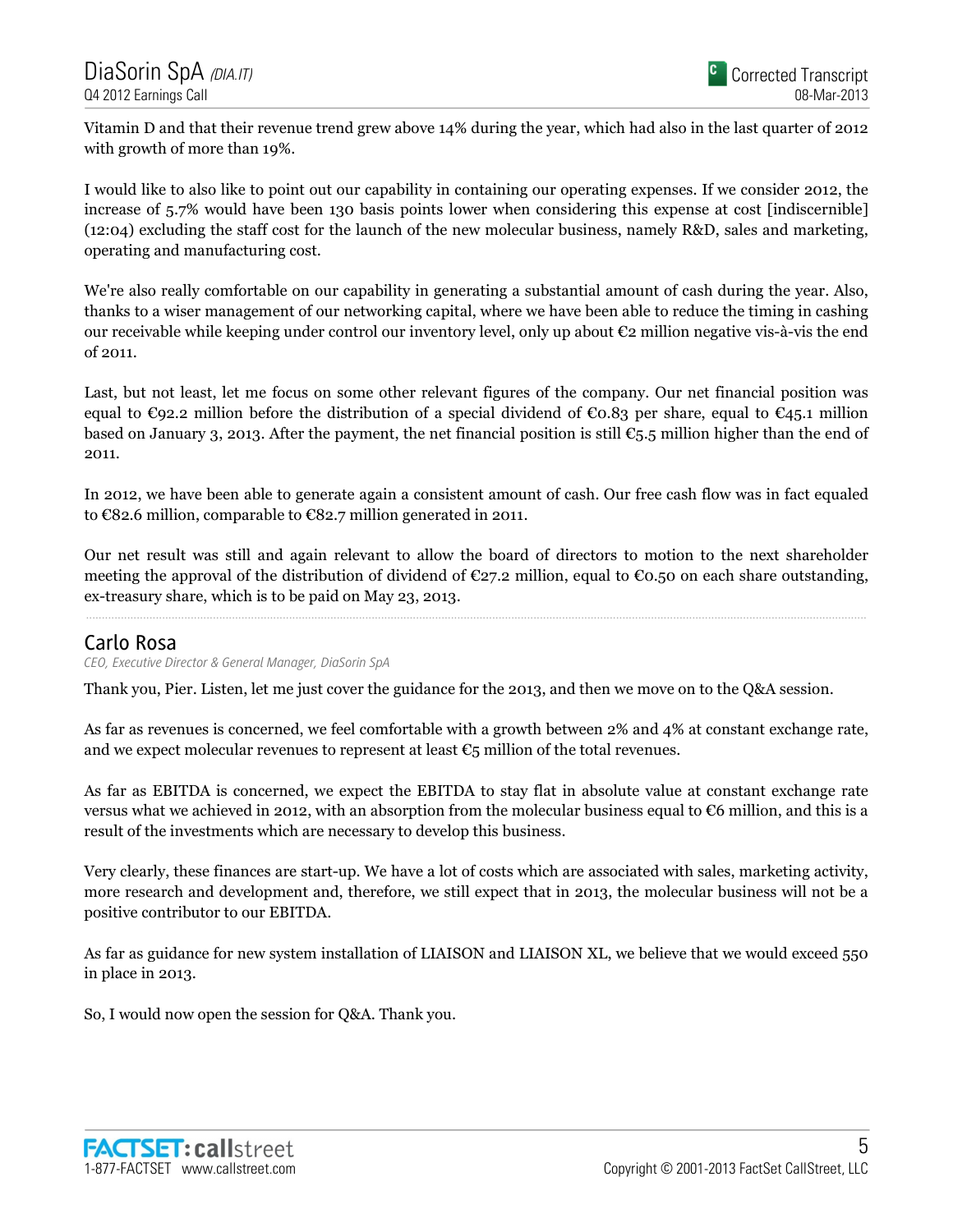Vitamin D and that their revenue trend grew above 14% during the year, which had also in the last quarter of 2012 with growth of more than 19%.

I would like to also like to point out our capability in containing our operating expenses. If we consider 2012, the increase of 5.7% would have been 130 basis points lower when considering this expense at cost [indiscernible] (12:04) excluding the staff cost for the launch of the new molecular business, namely R&D, sales and marketing, operating and manufacturing cost.

We're also really comfortable on our capability in generating a substantial amount of cash during the year. Also, thanks to a wiser management of our networking capital, where we have been able to reduce the timing in cashing our receivable while keeping under control our inventory level, only up about €2 million negative vis-à-vis the end of 2011.

Last, but not least, let me focus on some other relevant figures of the company. Our net financial position was equal to €92.2 million before the distribution of a special dividend of €0.83 per share, equal to €45.1 million based on January 3, 2013. After the payment, the net financial position is still €5.5 million higher than the end of 2011.

In 2012, we have been able to generate again a consistent amount of cash. Our free cash flow was in fact equaled to €82.6 million, comparable to €82.7 million generated in 2011.

Our net result was still and again relevant to allow the board of directors to motion to the next shareholder meeting the approval of the distribution of dividend of €27.2 million, equal to €0.50 on each share outstanding, ex-treasury share, which is to be paid on May 23, 2013.

## Carlo Rosa

*CEO, Executive Director & General Manager, DiaSorin SpA*

Thank you, Pier. Listen, let me just cover the guidance for the 2013, and then we move on to the Q&A session.

As far as revenues is concerned, we feel comfortable with a growth between 2% and 4% at constant exchange rate, and we expect molecular revenues to represent at least €5 million of the total revenues.

As far as EBITDA is concerned, we expect the EBITDA to stay flat in absolute value at constant exchange rate versus what we achieved in 2012, with an absorption from the molecular business equal to €6 million, and this is a result of the investments which are necessary to develop this business.

Very clearly, these finances are start-up. We have a lot of costs which are associated with sales, marketing activity, more research and development and, therefore, we still expect that in 2013, the molecular business will not be a positive contributor to our EBITDA.

As far as guidance for new system installation of LIAISON and LIAISON XL, we believe that we would exceed 550 in place in 2013.

So, I would now open the session for Q&A. Thank you.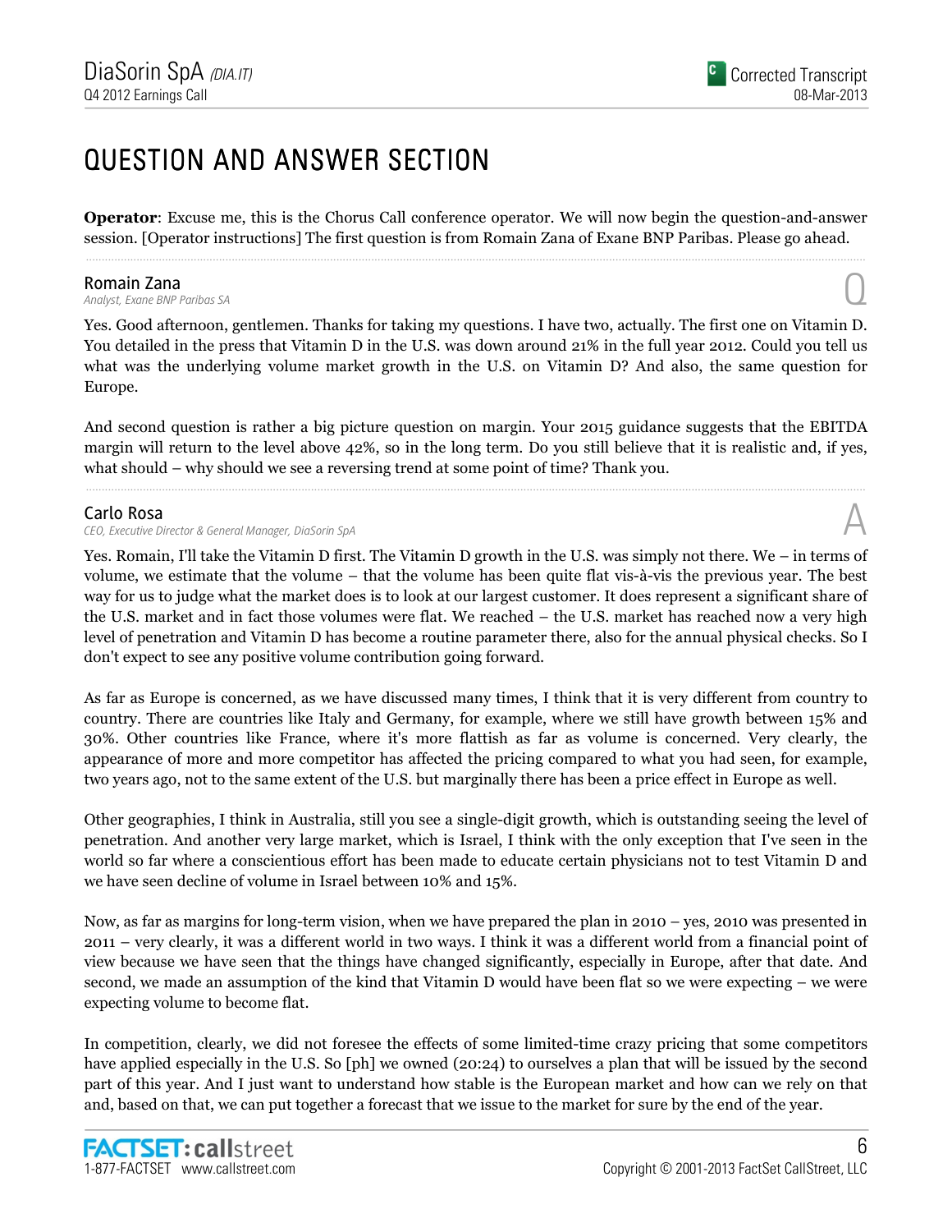# QUESTION AND ANSWER SECTION

**Operator**: Excuse me, this is the Chorus Call conference operator. We will now begin the question-and-answer session. [Operator instructions] The first question is from Romain Zana of Exane BNP Paribas. Please go ahead.

---

**Romain Zana**
*Analyst, Exane BNP Paribas SA*

Q

Yes. Good afternoon, gentlemen. Thanks for taking my questions. I have two, actually. The first one on Vitamin D. You detailed in the press that Vitamin D in the U.S. was down around 21% in the full year 2012. Could you tell us what was the underlying volume market growth in the U.S. on Vitamin D? And also, the same question for Europe.

And second question is rather a big picture question on margin. Your 2015 guidance suggests that the EBITDA margin will return to the level above 42%, so in the long term. Do you still believe that it is realistic and, if yes, what should – why should we see a reversing trend at some point of time? Thank you.

---

**Carlo Rosa**
*CEO, Executive Director & General Manager, DiaSorin SpA*

A

Yes. Romain, I'll take the Vitamin D first. The Vitamin D growth in the U.S. was simply not there. We – in terms of volume, we estimate that the volume – that the volume has been quite flat vis-à-vis the previous year. The best way for us to judge what the market does is to look at our largest customer. It does represent a significant share of the U.S. market and in fact those volumes were flat. We reached – the U.S. market has reached now a very high level of penetration and Vitamin D has become a routine parameter there, also for the annual physical checks. So I don't expect to see any positive volume contribution going forward.

As far as Europe is concerned, as we have discussed many times, I think that it is very different from country to country. There are countries like Italy and Germany, for example, where we still have growth between 15% and 30%. Other countries like France, where it's more flattish as far as volume is concerned. Very clearly, the appearance of more and more competitor has affected the pricing compared to what you had seen, for example, two years ago, not to the same extent of the U.S. but marginally there has been a price effect in Europe as well.

Other geographies, I think in Australia, still you see a single-digit growth, which is outstanding seeing the level of penetration. And another very large market, which is Israel, I think with the only exception that I've seen in the world so far where a conscientious effort has been made to educate certain physicians not to test Vitamin D and we have seen decline of volume in Israel between 10% and 15%.

Now, as far as margins for long-term vision, when we have prepared the plan in 2010 – yes, 2010 was presented in 2011 – very clearly, it was a different world in two ways. I think it was a different world from a financial point of view because we have seen that the things have changed significantly, especially in Europe, after that date. And second, we made an assumption of the kind that Vitamin D would have been flat so we were expecting – we were expecting volume to become flat.

In competition, clearly, we did not foresee the effects of some limited-time crazy pricing that some competitors have applied especially in the U.S. So [ph] we owned (20:24) to ourselves a plan that will be issued by the second part of this year. And I just want to understand how stable is the European market and how can we rely on that and, based on that, we can put together a forecast that we issue to the market for sure by the end of the year.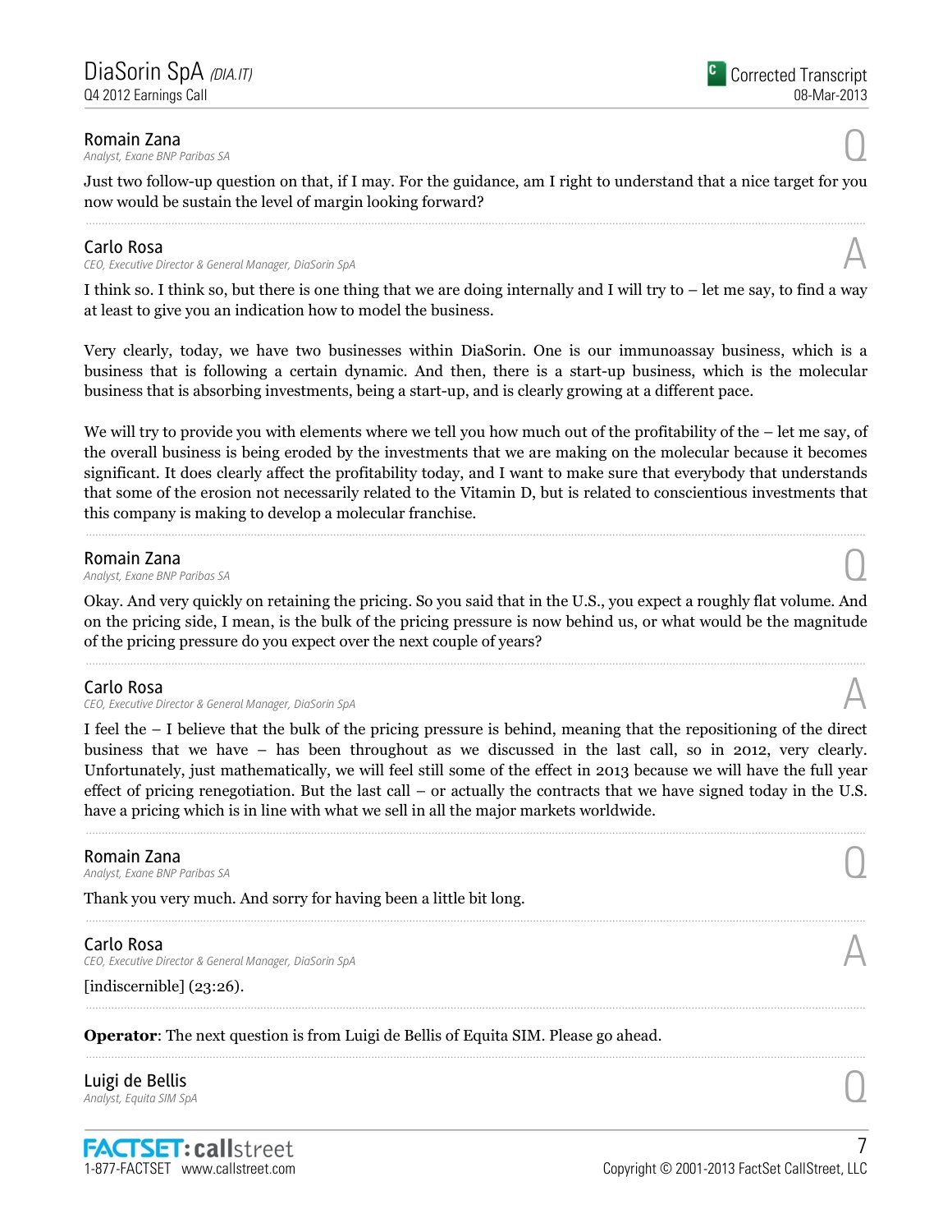**Romain Zana**
*Analyst, Exane BNP Paribas SA*

Q

Just two follow-up question on that, if I may. For the guidance, am I right to understand that a nice target for you now would be sustain the level of margin looking forward?

---

**Carlo Rosa**
*CEO, Executive Director & General Manager, DiaSorin SpA*

A

I think so. I think so, but there is one thing that we are doing internally and I will try to – let me say, to find a way at least to give you an indication how to model the business.

Very clearly, today, we have two businesses within DiaSorin. One is our immunoassay business, which is a business that is following a certain dynamic. And then, there is a start-up business, which is the molecular business that is absorbing investments, being a start-up, and is clearly growing at a different pace.

We will try to provide you with elements where we tell you how much out of the profitability of the – let me say, of the overall business is being eroded by the investments that we are making on the molecular because it becomes significant. It does clearly affect the profitability today, and I want to make sure that everybody that understands that some of the erosion not necessarily related to the Vitamin D, but is related to conscientious investments that this company is making to develop a molecular franchise.

---

**Romain Zana**
*Analyst, Exane BNP Paribas SA*

Q

Okay. And very quickly on retaining the pricing. So you said that in the U.S., you expect a roughly flat volume. And on the pricing side, I mean, is the bulk of the pricing pressure is now behind us, or what would be the magnitude of the pricing pressure do you expect over the next couple of years?

---

**Carlo Rosa**
*CEO, Executive Director & General Manager, DiaSorin SpA*

A

I feel the – I believe that the bulk of the pricing pressure is behind, meaning that the repositioning of the direct business that we have – has been throughout as we discussed in the last call, so in 2012, very clearly. Unfortunately, just mathematically, we will feel still some of the effect in 2013 because we will have the full year effect of pricing renegotiation. But the last call – or actually the contracts that we have signed today in the U.S. have a pricing which is in line with what we sell in all the major markets worldwide.

---

**Romain Zana**
*Analyst, Exane BNP Paribas SA*

Q

Thank you very much. And sorry for having been a little bit long.

---

**Carlo Rosa**
*CEO, Executive Director & General Manager, DiaSorin SpA*

A

[indiscernible] (23:26).

---

**Operator**: The next question is from Luigi de Bellis of Equita SIM. Please go ahead.

---

**Luigi de Bellis**
*Analyst, Equita SIM SpA*

Q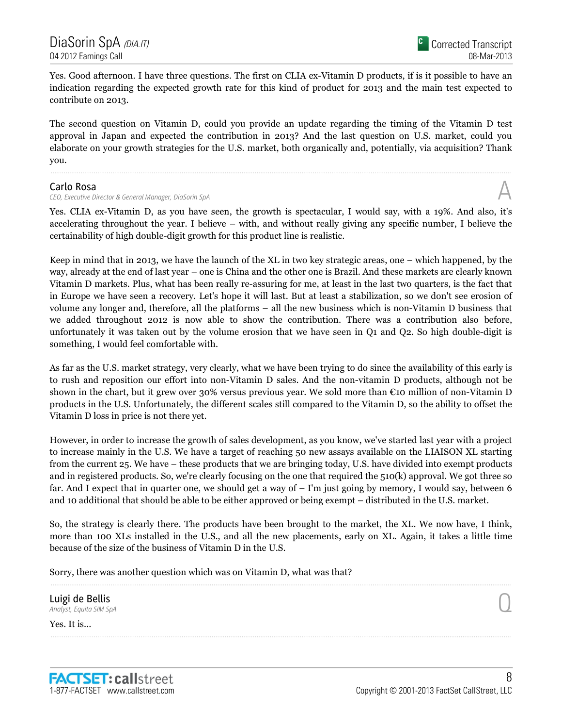Yes. Good afternoon. I have three questions. The first on CLIA ex-Vitamin D products, if is it possible to have an indication regarding the expected growth rate for this kind of product for 2013 and the main test expected to contribute on 2013.

The second question on Vitamin D, could you provide an update regarding the timing of the Vitamin D test approval in Japan and expected the contribution in 2013? And the last question on U.S. market, could you elaborate on your growth strategies for the U.S. market, both organically and, potentially, via acquisition? Thank you.

---

**Carlo Rosa**
*CEO, Executive Director & General Manager, DiaSorin SpA* **A**

Yes. CLIA ex-Vitamin D, as you have seen, the growth is spectacular, I would say, with a 19%. And also, it's accelerating throughout the year. I believe – with, and without really giving any specific number, I believe the certainability of high double-digit growth for this product line is realistic.

Keep in mind that in 2013, we have the launch of the XL in two key strategic areas, one – which happened, by the way, already at the end of last year – one is China and the other one is Brazil. And these markets are clearly known Vitamin D markets. Plus, what has been really re-assuring for me, at least in the last two quarters, is the fact that in Europe we have seen a recovery. Let's hope it will last. But at least a stabilization, so we don't see erosion of volume any longer and, therefore, all the platforms – all the new business which is non-Vitamin D business that we added throughout 2012 is now able to show the contribution. There was a contribution also before, unfortunately it was taken out by the volume erosion that we have seen in Q1 and Q2. So high double-digit is something, I would feel comfortable with.

As far as the U.S. market strategy, very clearly, what we have been trying to do since the availability of this early is to rush and reposition our effort into non-Vitamin D sales. And the non-vitamin D products, although not be shown in the chart, but it grew over 30% versus previous year. We sold more than €10 million of non-Vitamin D products in the U.S. Unfortunately, the different scales still compared to the Vitamin D, so the ability to offset the Vitamin D loss in price is not there yet.

However, in order to increase the growth of sales development, as you know, we've started last year with a project to increase mainly in the U.S. We have a target of reaching 50 new assays available on the LIAISON XL starting from the current 25. We have – these products that we are bringing today, U.S. have divided into exempt products and in registered products. So, we're clearly focusing on the one that required the 510(k) approval. We got three so far. And I expect that in quarter one, we should get a way of – I'm just going by memory, I would say, between 6 and 10 additional that should be able to be either approved or being exempt – distributed in the U.S. market.

So, the strategy is clearly there. The products have been brought to the market, the XL. We now have, I think, more than 100 XLs installed in the U.S., and all the new placements, early on XL. Again, it takes a little time because of the size of the business of Vitamin D in the U.S.

Sorry, there was another question which was on Vitamin D, what was that?

---

**Luigi de Bellis**
*Analyst, Equita SIM SpA* **Q**

Yes. It is...

---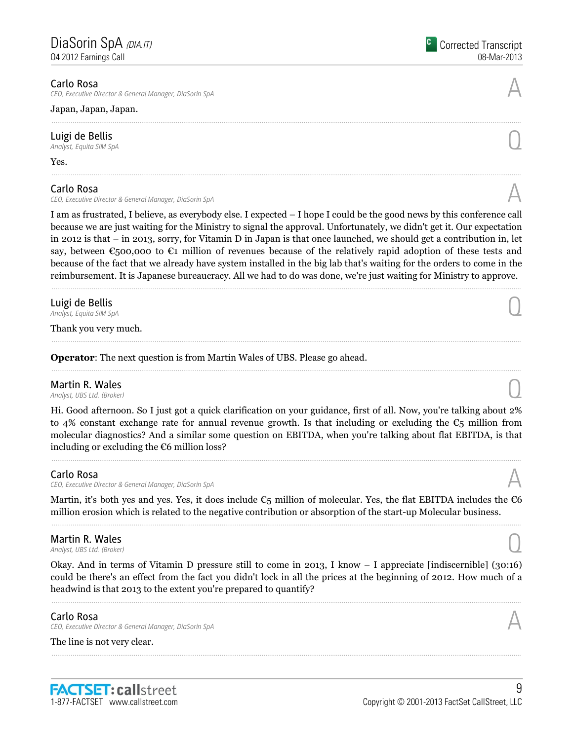**Carlo Rosa**
*CEO, Executive Director & General Manager, DiaSorin SpA*

A

Japan, Japan, Japan.

---

**Luigi de Bellis**
*Analyst, Equita SIM SpA*

Q

Yes.

---

**Carlo Rosa**
*CEO, Executive Director & General Manager, DiaSorin SpA*

A

I am as frustrated, I believe, as everybody else. I expected – I hope I could be the good news by this conference call because we are just waiting for the Ministry to signal the approval. Unfortunately, we didn't get it. Our expectation in 2012 is that – in 2013, sorry, for Vitamin D in Japan is that once launched, we should get a contribution in, let say, between €500,000 to €1 million of revenues because of the relatively rapid adoption of these tests and because of the fact that we already have system installed in the big lab that's waiting for the orders to come in the reimbursement. It is Japanese bureaucracy. All we had to do was done, we're just waiting for Ministry to approve.

---

**Luigi de Bellis**
*Analyst, Equita SIM SpA*

Q

Thank you very much.

---

**Operator**: The next question is from Martin Wales of UBS. Please go ahead.

---

**Martin R. Wales**
*Analyst, UBS Ltd. (Broker)*

Q

Hi. Good afternoon. So I just got a quick clarification on your guidance, first of all. Now, you're talking about 2% to 4% constant exchange rate for annual revenue growth. Is that including or excluding the €5 million from molecular diagnostics? And a similar some question on EBITDA, when you're talking about flat EBITDA, is that including or excluding the €6 million loss?

---

**Carlo Rosa**
*CEO, Executive Director & General Manager, DiaSorin SpA*

A

Martin, it's both yes and yes. Yes, it does include €5 million of molecular. Yes, the flat EBITDA includes the €6 million erosion which is related to the negative contribution or absorption of the start-up Molecular business.

---

**Martin R. Wales**
*Analyst, UBS Ltd. (Broker)*

Q

Okay. And in terms of Vitamin D pressure still to come in 2013, I know – I appreciate [indiscernible] (30:16) could be there's an effect from the fact you didn't lock in all the prices at the beginning of 2012. How much of a headwind is that 2013 to the extent you're prepared to quantify?

---

**Carlo Rosa**
*CEO, Executive Director & General Manager, DiaSorin SpA*

A

The line is not very clear.

---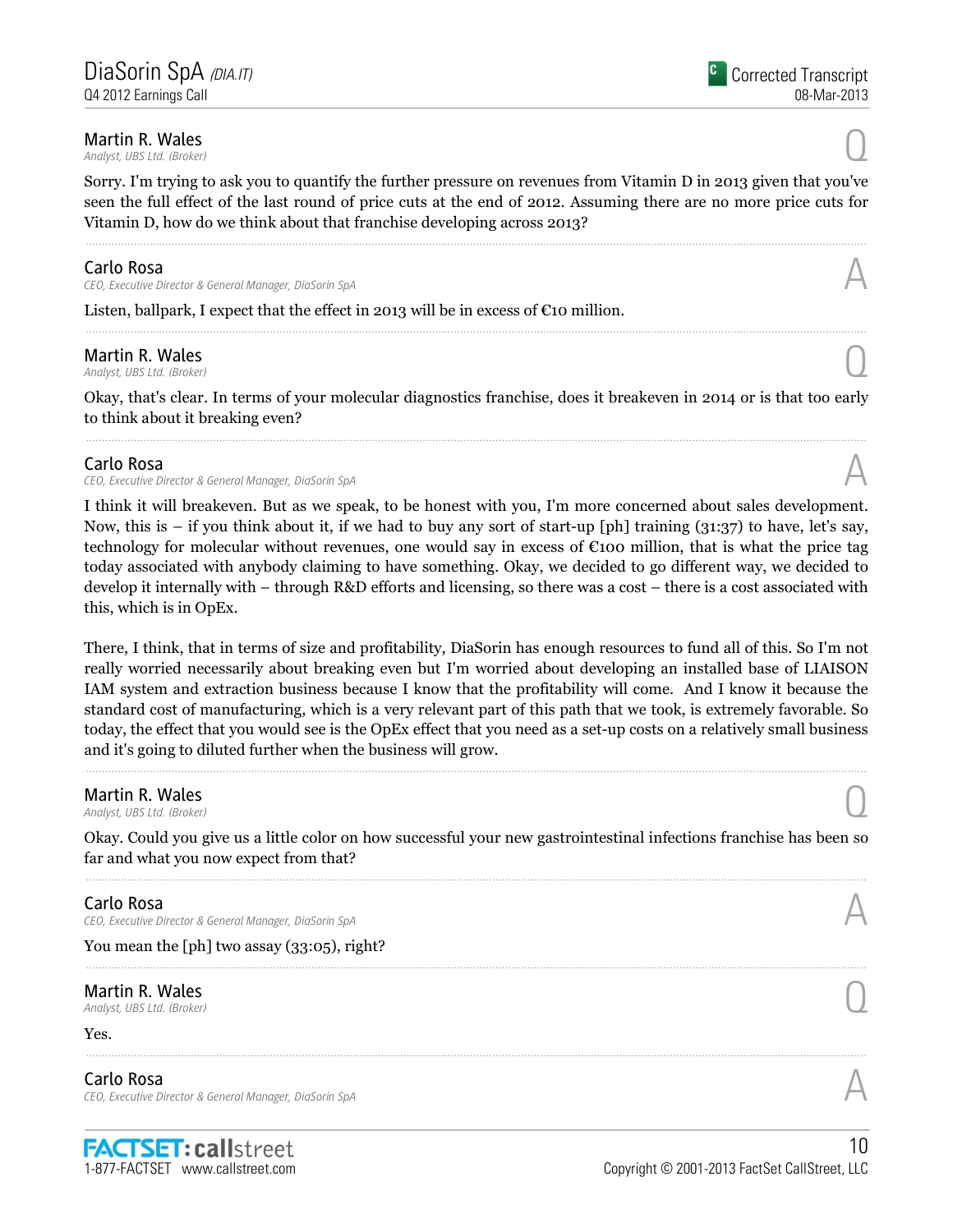**Martin R. Wales**
*Analyst, UBS Ltd. (Broker)*

Q

Sorry. I'm trying to ask you to quantify the further pressure on revenues from Vitamin D in 2013 given that you've seen the full effect of the last round of price cuts at the end of 2012. Assuming there are no more price cuts for Vitamin D, how do we think about that franchise developing across 2013?

---

**Carlo Rosa**
*CEO, Executive Director & General Manager, DiaSorin SpA*

A

Listen, ballpark, I expect that the effect in 2013 will be in excess of €10 million.

---

**Martin R. Wales**
*Analyst, UBS Ltd. (Broker)*

Q

Okay, that's clear. In terms of your molecular diagnostics franchise, does it breakeven in 2014 or is that too early to think about it breaking even?

---

**Carlo Rosa**
*CEO, Executive Director & General Manager, DiaSorin SpA*

A

I think it will breakeven. But as we speak, to be honest with you, I'm more concerned about sales development. Now, this is – if you think about it, if we had to buy any sort of start-up [ph] training (31:37) to have, let's say, technology for molecular without revenues, one would say in excess of €100 million, that is what the price tag today associated with anybody claiming to have something. Okay, we decided to go different way, we decided to develop it internally with – through R&D efforts and licensing, so there was a cost – there is a cost associated with this, which is in OpEx.

There, I think, that in terms of size and profitability, DiaSorin has enough resources to fund all of this. So I'm not really worried necessarily about breaking even but I'm worried about developing an installed base of LIAISON IAM system and extraction business because I know that the profitability will come. And I know it because the standard cost of manufacturing, which is a very relevant part of this path that we took, is extremely favorable. So today, the effect that you would see is the OpEx effect that you need as a set-up costs on a relatively small business and it's going to diluted further when the business will grow.

---

**Martin R. Wales**
*Analyst, UBS Ltd. (Broker)*

Q

Okay. Could you give us a little color on how successful your new gastrointestinal infections franchise has been so far and what you now expect from that?

---

**Carlo Rosa**
*CEO, Executive Director & General Manager, DiaSorin SpA*

A

You mean the [ph] two assay (33:05), right?

---

**Martin R. Wales**
*Analyst, UBS Ltd. (Broker)*

Q

Yes.

---

**Carlo Rosa**
*CEO, Executive Director & General Manager, DiaSorin SpA*

A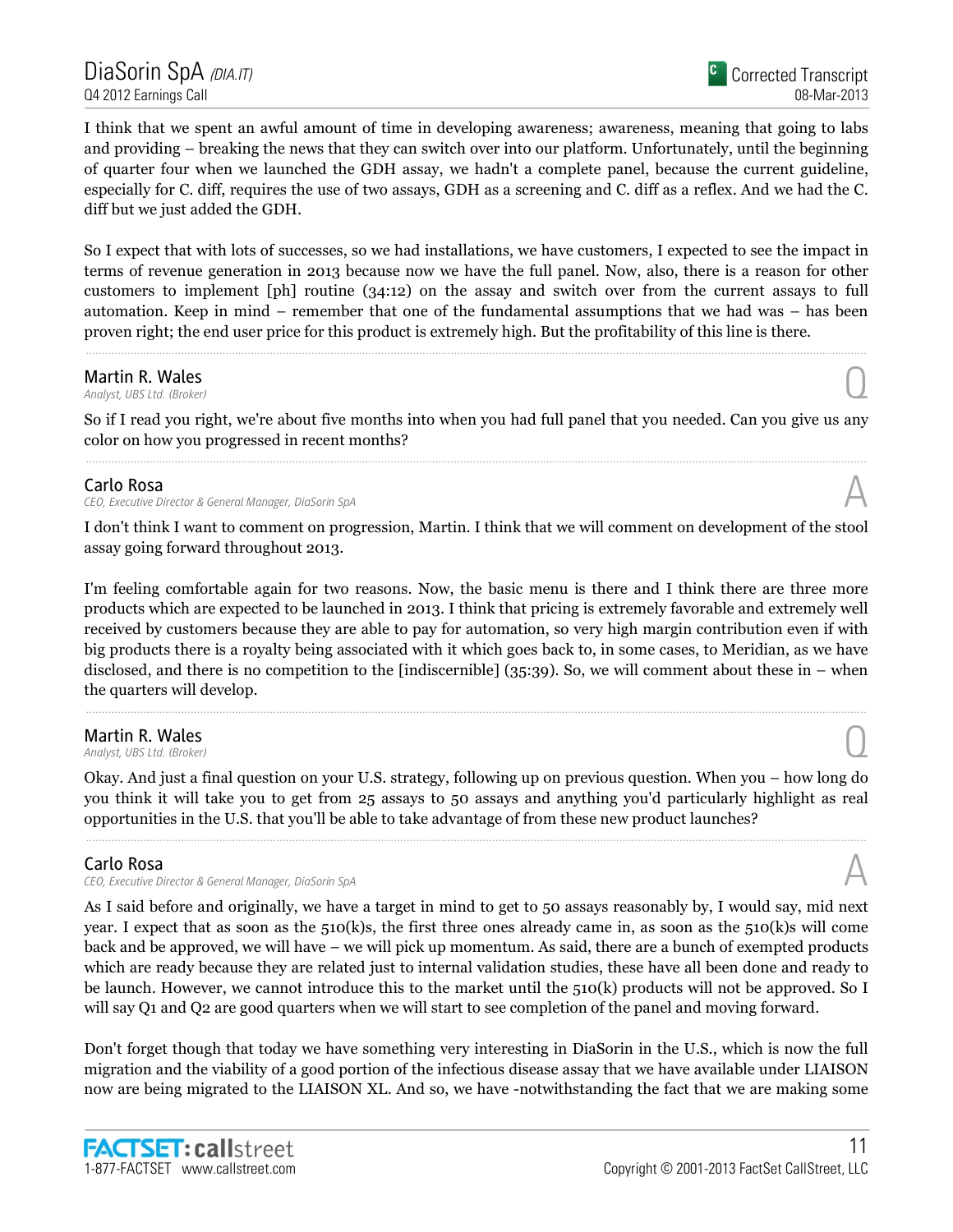I think that we spent an awful amount of time in developing awareness; awareness, meaning that going to labs and providing – breaking the news that they can switch over into our platform. Unfortunately, until the beginning of quarter four when we launched the GDH assay, we hadn't a complete panel, because the current guideline, especially for C. diff, requires the use of two assays, GDH as a screening and C. diff as a reflex. And we had the C. diff but we just added the GDH.

So I expect that with lots of successes, so we had installations, we have customers, I expected to see the impact in terms of revenue generation in 2013 because now we have the full panel. Now, also, there is a reason for other customers to implement [ph] routine (34:12) on the assay and switch over from the current assays to full automation. Keep in mind – remember that one of the fundamental assumptions that we had was – has been proven right; the end user price for this product is extremely high. But the profitability of this line is there.

**Martin R. Wales**
*Analyst, UBS Ltd. (Broker)*

Q

So if I read you right, we're about five months into when you had full panel that you needed. Can you give us any color on how you progressed in recent months?

**Carlo Rosa**
*CEO, Executive Director & General Manager, DiaSorin SpA*

A

I don't think I want to comment on progression, Martin. I think that we will comment on development of the stool assay going forward throughout 2013.

I'm feeling comfortable again for two reasons. Now, the basic menu is there and I think there are three more products which are expected to be launched in 2013. I think that pricing is extremely favorable and extremely well received by customers because they are able to pay for automation, so very high margin contribution even if with big products there is a royalty being associated with it which goes back to, in some cases, to Meridian, as we have disclosed, and there is no competition to the [indiscernible] (35:39). So, we will comment about these in – when the quarters will develop.

**Martin R. Wales**
*Analyst, UBS Ltd. (Broker)*

Q

Okay. And just a final question on your U.S. strategy, following up on previous question. When you – how long do you think it will take you to get from 25 assays to 50 assays and anything you'd particularly highlight as real opportunities in the U.S. that you'll be able to take advantage of from these new product launches?

**Carlo Rosa**
*CEO, Executive Director & General Manager, DiaSorin SpA*

A

As I said before and originally, we have a target in mind to get to 50 assays reasonably by, I would say, mid next year. I expect that as soon as the 510(k)s, the first three ones already came in, as soon as the 510(k)s will come back and be approved, we will have – we will pick up momentum. As said, there are a bunch of exempted products which are ready because they are related just to internal validation studies, these have all been done and ready to be launch. However, we cannot introduce this to the market until the 510(k) products will not be approved. So I will say Q1 and Q2 are good quarters when we will start to see completion of the panel and moving forward.

Don't forget though that today we have something very interesting in DiaSorin in the U.S., which is now the full migration and the viability of a good portion of the infectious disease assay that we have available under LIAISON now are being migrated to the LIAISON XL. And so, we have -notwithstanding the fact that we are making some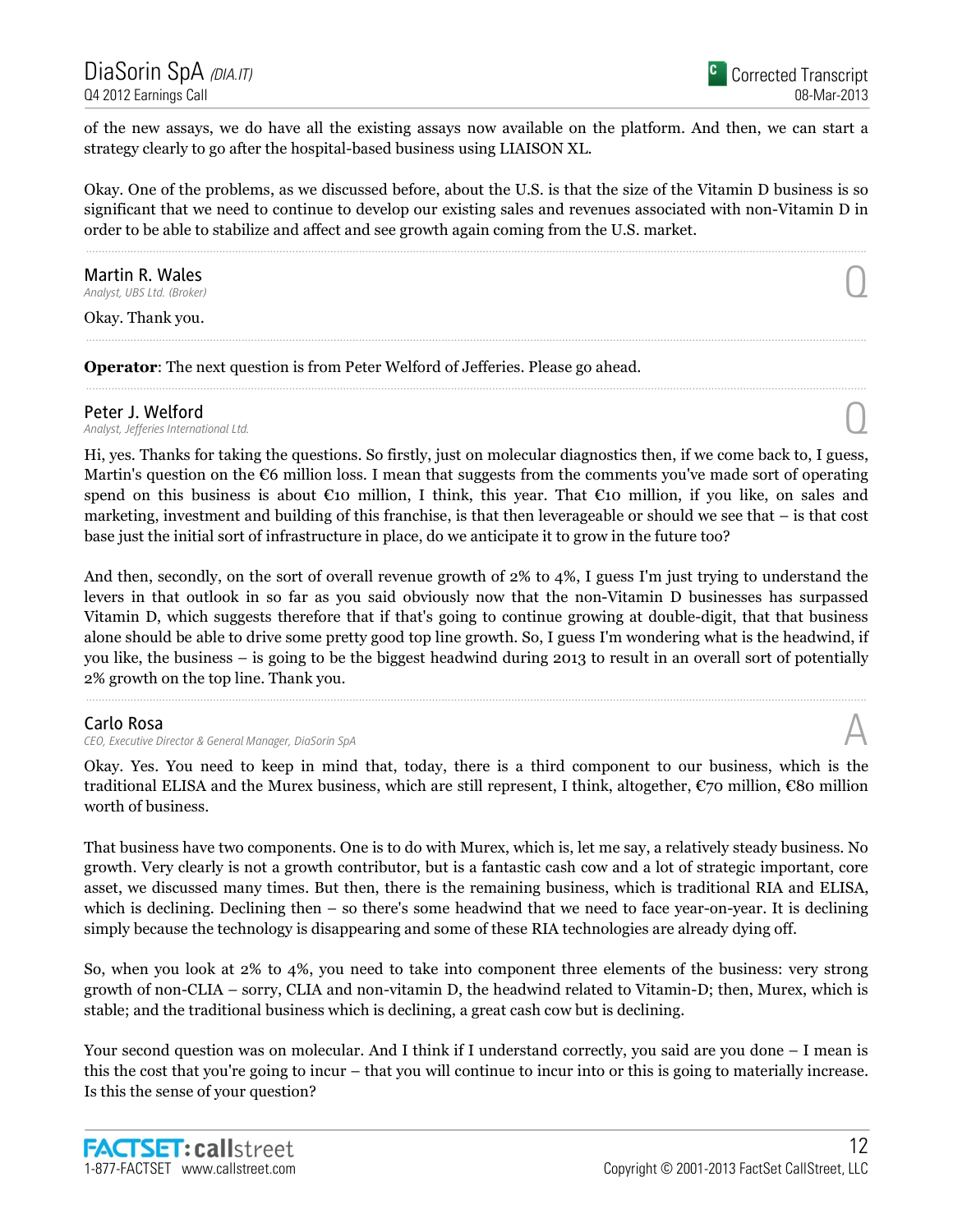of the new assays, we do have all the existing assays now available on the platform. And then, we can start a strategy clearly to go after the hospital-based business using LIAISON XL.

Okay. One of the problems, as we discussed before, about the U.S. is that the size of the Vitamin D business is so significant that we need to continue to develop our existing sales and revenues associated with non-Vitamin D in order to be able to stabilize and affect and see growth again coming from the U.S. market.

---

**Martin R. Wales**
*Analyst, UBS Ltd. (Broker)*

Q

Okay. Thank you.

---

**Operator**: The next question is from Peter Welford of Jefferies. Please go ahead.

---

**Peter J. Welford**
*Analyst, Jefferies International Ltd.*

Q

Hi, yes. Thanks for taking the questions. So firstly, just on molecular diagnostics then, if we come back to, I guess, Martin's question on the €6 million loss. I mean that suggests from the comments you've made sort of operating spend on this business is about €10 million, I think, this year. That €10 million, if you like, on sales and marketing, investment and building of this franchise, is that then leverageable or should we see that – is that cost base just the initial sort of infrastructure in place, do we anticipate it to grow in the future too?

And then, secondly, on the sort of overall revenue growth of 2% to 4%, I guess I'm just trying to understand the levers in that outlook in so far as you said obviously now that the non-Vitamin D businesses has surpassed Vitamin D, which suggests therefore that if that's going to continue growing at double-digit, that that business alone should be able to drive some pretty good top line growth. So, I guess I'm wondering what is the headwind, if you like, the business – is going to be the biggest headwind during 2013 to result in an overall sort of potentially 2% growth on the top line. Thank you.

---

**Carlo Rosa**
*CEO, Executive Director & General Manager, DiaSorin SpA*

A

Okay. Yes. You need to keep in mind that, today, there is a third component to our business, which is the traditional ELISA and the Murex business, which are still represent, I think, altogether, €70 million, €80 million worth of business.

That business have two components. One is to do with Murex, which is, let me say, a relatively steady business. No growth. Very clearly is not a growth contributor, but is a fantastic cash cow and a lot of strategic important, core asset, we discussed many times. But then, there is the remaining business, which is traditional RIA and ELISA, which is declining. Declining then – so there's some headwind that we need to face year-on-year. It is declining simply because the technology is disappearing and some of these RIA technologies are already dying off.

So, when you look at 2% to 4%, you need to take into component three elements of the business: very strong growth of non-CLIA – sorry, CLIA and non-vitamin D, the headwind related to Vitamin-D; then, Murex, which is stable; and the traditional business which is declining, a great cash cow but is declining.

Your second question was on molecular. And I think if I understand correctly, you said are you done – I mean is this the cost that you're going to incur – that you will continue to incur into or this is going to materially increase. Is this the sense of your question?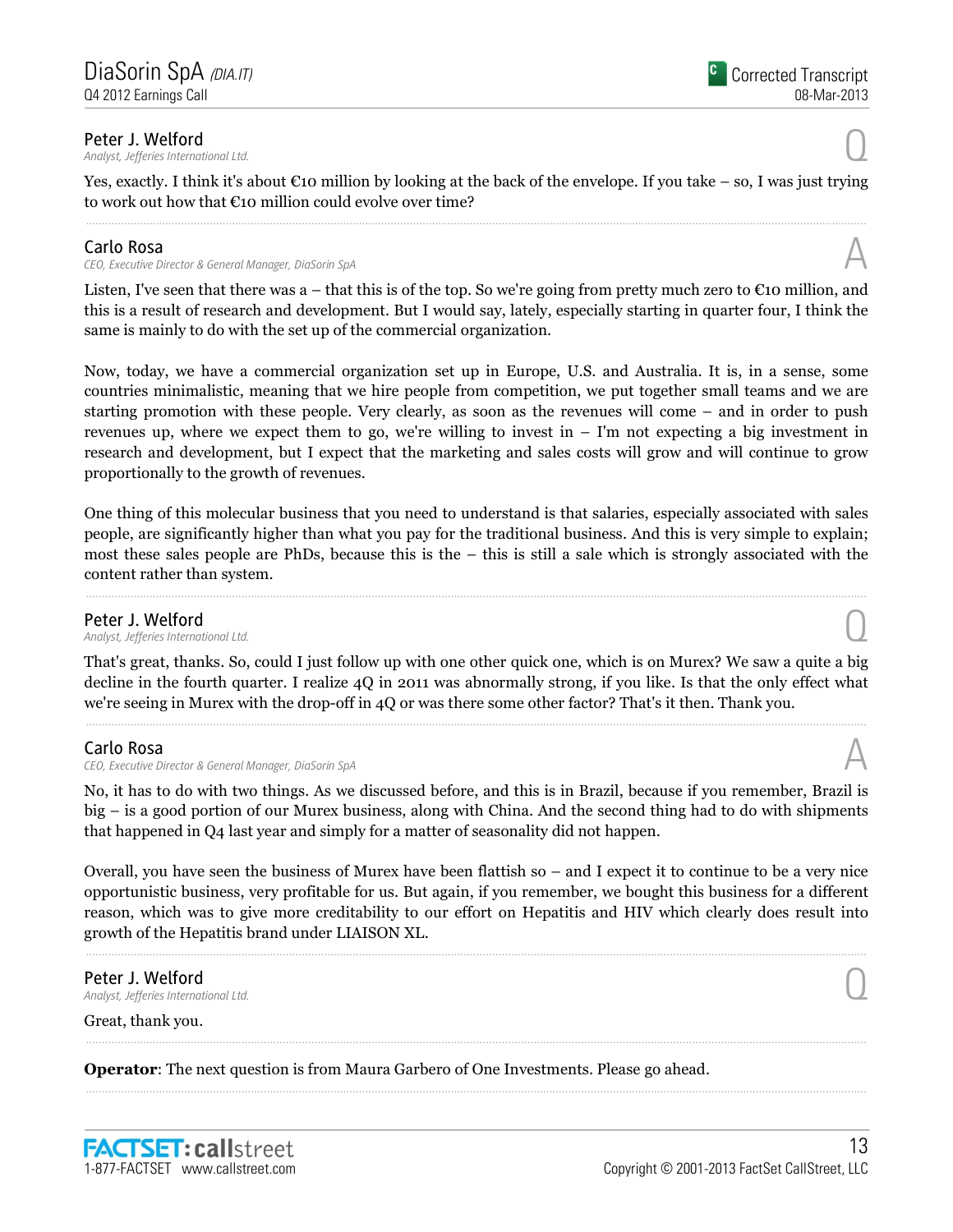**Peter J. Welford**
*Analyst, Jefferies International Ltd.*

Q

Yes, exactly. I think it's about €10 million by looking at the back of the envelope. If you take – so, I was just trying to work out how that €10 million could evolve over time?

---

**Carlo Rosa**
*CEO, Executive Director & General Manager, DiaSorin SpA*

A

Listen, I've seen that there was a – that this is of the top. So we're going from pretty much zero to €10 million, and this is a result of research and development. But I would say, lately, especially starting in quarter four, I think the same is mainly to do with the set up of the commercial organization.

Now, today, we have a commercial organization set up in Europe, U.S. and Australia. It is, in a sense, some countries minimalistic, meaning that we hire people from competition, we put together small teams and we are starting promotion with these people. Very clearly, as soon as the revenues will come – and in order to push revenues up, where we expect them to go, we're willing to invest in – I'm not expecting a big investment in research and development, but I expect that the marketing and sales costs will grow and will continue to grow proportionally to the growth of revenues.

One thing of this molecular business that you need to understand is that salaries, especially associated with sales people, are significantly higher than what you pay for the traditional business. And this is very simple to explain; most these sales people are PhDs, because this is the – this is still a sale which is strongly associated with the content rather than system.

---

**Peter J. Welford**
*Analyst, Jefferies International Ltd.*

Q

That's great, thanks. So, could I just follow up with one other quick one, which is on Murex? We saw a quite a big decline in the fourth quarter. I realize 4Q in 2011 was abnormally strong, if you like. Is that the only effect what we're seeing in Murex with the drop-off in 4Q or was there some other factor? That's it then. Thank you.

---

**Carlo Rosa**
*CEO, Executive Director & General Manager, DiaSorin SpA*

A

No, it has to do with two things. As we discussed before, and this is in Brazil, because if you remember, Brazil is big – is a good portion of our Murex business, along with China. And the second thing had to do with shipments that happened in Q4 last year and simply for a matter of seasonality did not happen.

Overall, you have seen the business of Murex have been flattish so – and I expect it to continue to be a very nice opportunistic business, very profitable for us. But again, if you remember, we bought this business for a different reason, which was to give more creditability to our effort on Hepatitis and HIV which clearly does result into growth of the Hepatitis brand under LIAISON XL.

---

**Peter J. Welford**
*Analyst, Jefferies International Ltd.*

Q

Great, thank you.

---

**Operator**: The next question is from Maura Garbero of One Investments. Please go ahead.

---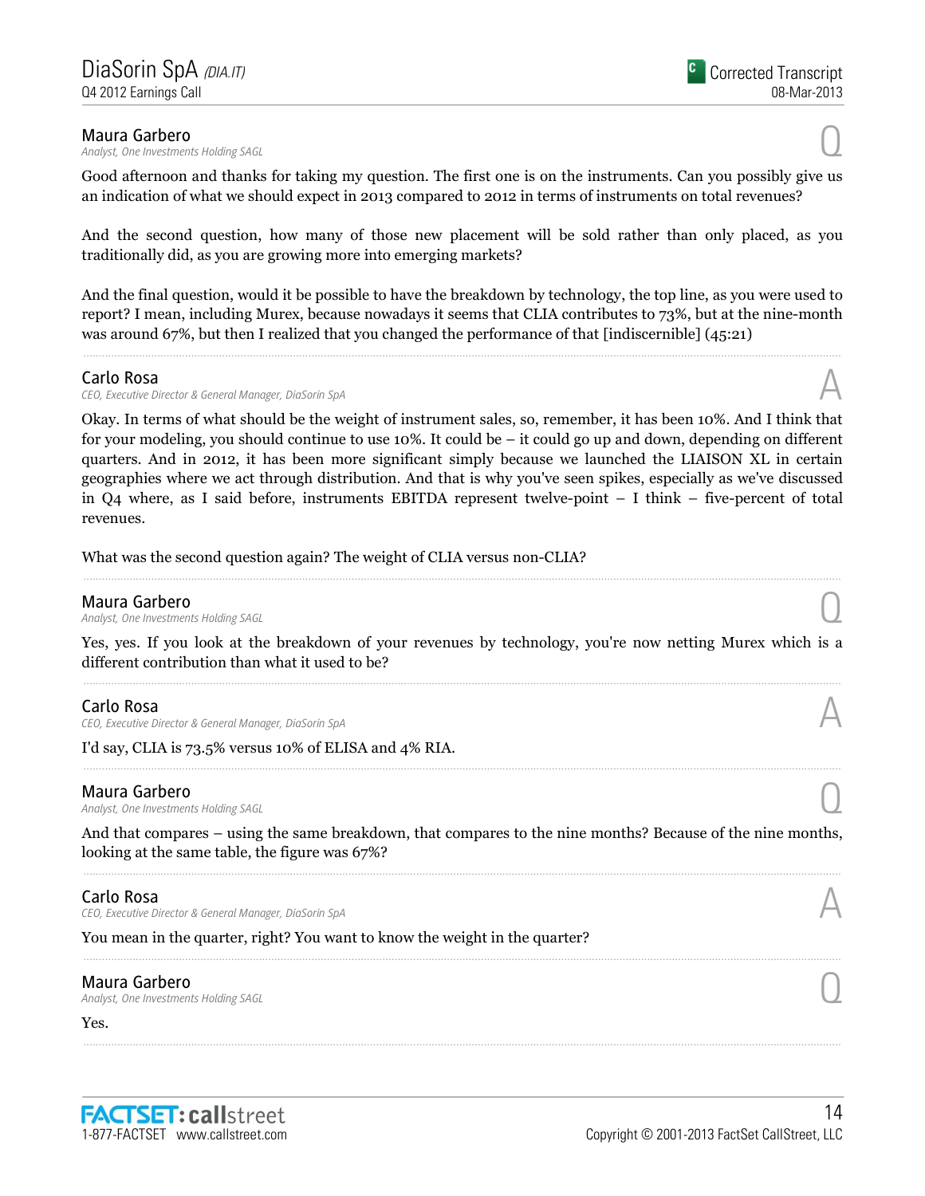**Maura Garbero**
*Analyst, One Investments Holding SAGL*

Q

Good afternoon and thanks for taking my question. The first one is on the instruments. Can you possibly give us an indication of what we should expect in 2013 compared to 2012 in terms of instruments on total revenues?

And the second question, how many of those new placement will be sold rather than only placed, as you traditionally did, as you are growing more into emerging markets?

And the final question, would it be possible to have the breakdown by technology, the top line, as you were used to report? I mean, including Murex, because nowadays it seems that CLIA contributes to 73%, but at the nine-month was around 67%, but then I realized that you changed the performance of that [indiscernible] (45:21)

---

**Carlo Rosa**
*CEO, Executive Director & General Manager, DiaSorin SpA*

A

Okay. In terms of what should be the weight of instrument sales, so, remember, it has been 10%. And I think that for your modeling, you should continue to use 10%. It could be – it could go up and down, depending on different quarters. And in 2012, it has been more significant simply because we launched the LIAISON XL in certain geographies where we act through distribution. And that is why you've seen spikes, especially as we've discussed in Q4 where, as I said before, instruments EBITDA represent twelve-point – I think – five-percent of total revenues.

What was the second question again? The weight of CLIA versus non-CLIA?

---

**Maura Garbero**
*Analyst, One Investments Holding SAGL*

Q

Yes, yes. If you look at the breakdown of your revenues by technology, you're now netting Murex which is a different contribution than what it used to be?

---

**Carlo Rosa**
*CEO, Executive Director & General Manager, DiaSorin SpA*

A

I'd say, CLIA is 73.5% versus 10% of ELISA and 4% RIA.

---

**Maura Garbero**
*Analyst, One Investments Holding SAGL*

Q

And that compares – using the same breakdown, that compares to the nine months? Because of the nine months, looking at the same table, the figure was 67%?

---

**Carlo Rosa**
*CEO, Executive Director & General Manager, DiaSorin SpA*

A

You mean in the quarter, right? You want to know the weight in the quarter?

---

**Maura Garbero**
*Analyst, One Investments Holding SAGL*

Q

Yes.

---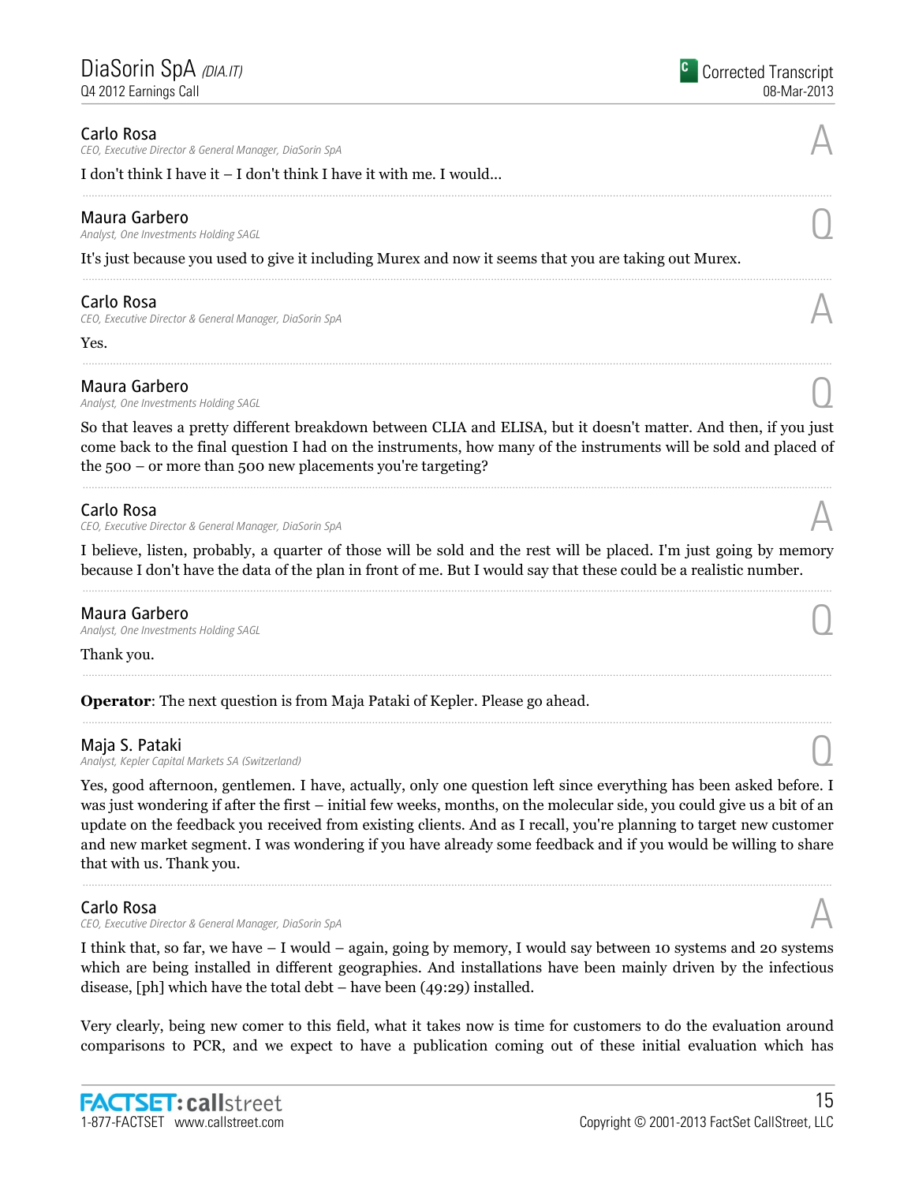**Carlo Rosa**
*CEO, Executive Director & General Manager, DiaSorin SpA*

I don't think I have it – I don't think I have it with me. I would...

---

**Maura Garbero**
*Analyst, One Investments Holding SAGL*

It's just because you used to give it including Murex and now it seems that you are taking out Murex.

---

**Carlo Rosa**
*CEO, Executive Director & General Manager, DiaSorin SpA*

Yes.

---

**Maura Garbero**
*Analyst, One Investments Holding SAGL*

So that leaves a pretty different breakdown between CLIA and ELISA, but it doesn't matter. And then, if you just come back to the final question I had on the instruments, how many of the instruments will be sold and placed of the 500 – or more than 500 new placements you're targeting?

---

**Carlo Rosa**
*CEO, Executive Director & General Manager, DiaSorin SpA*

I believe, listen, probably, a quarter of those will be sold and the rest will be placed. I'm just going by memory because I don't have the data of the plan in front of me. But I would say that these could be a realistic number.

---

**Maura Garbero**
*Analyst, One Investments Holding SAGL*

Thank you.

---

**Operator**: The next question is from Maja Pataki of Kepler. Please go ahead.

---

**Maja S. Pataki**
*Analyst, Kepler Capital Markets SA (Switzerland)*

Yes, good afternoon, gentlemen. I have, actually, only one question left since everything has been asked before. I was just wondering if after the first – initial few weeks, months, on the molecular side, you could give us a bit of an update on the feedback you received from existing clients. And as I recall, you're planning to target new customer and new market segment. I was wondering if you have already some feedback and if you would be willing to share that with us. Thank you.

---

**Carlo Rosa**
*CEO, Executive Director & General Manager, DiaSorin SpA*

I think that, so far, we have – I would – again, going by memory, I would say between 10 systems and 20 systems which are being installed in different geographies. And installations have been mainly driven by the infectious disease, [ph] which have the total debt – have been (49:29) installed.

Very clearly, being new comer to this field, what it takes now is time for customers to do the evaluation around comparisons to PCR, and we expect to have a publication coming out of these initial evaluation which has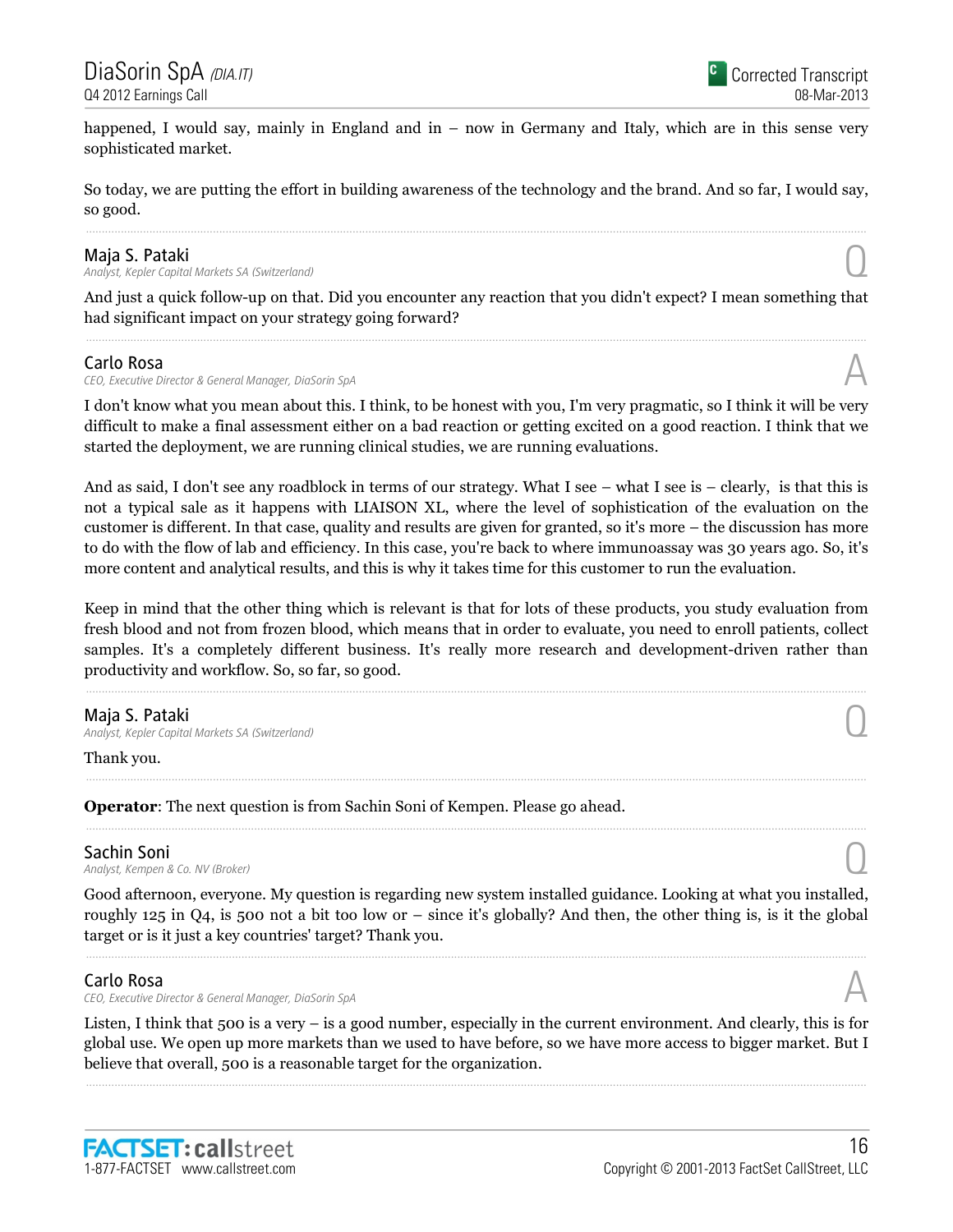happened, I would say, mainly in England and in – now in Germany and Italy, which are in this sense very sophisticated market.

So today, we are putting the effort in building awareness of the technology and the brand. And so far, I would say, so good.

---

**Maja S. Pataki**
*Analyst, Kepler Capital Markets SA (Switzerland)*

Q

And just a quick follow-up on that. Did you encounter any reaction that you didn't expect? I mean something that had significant impact on your strategy going forward?

---

**Carlo Rosa**
*CEO, Executive Director & General Manager, DiaSorin SpA*

A

I don't know what you mean about this. I think, to be honest with you, I'm very pragmatic, so I think it will be very difficult to make a final assessment either on a bad reaction or getting excited on a good reaction. I think that we started the deployment, we are running clinical studies, we are running evaluations.

And as said, I don't see any roadblock in terms of our strategy. What I see – what I see is – clearly, is that this is not a typical sale as it happens with LIAISON XL, where the level of sophistication of the evaluation on the customer is different. In that case, quality and results are given for granted, so it's more – the discussion has more to do with the flow of lab and efficiency. In this case, you're back to where immunoassay was 30 years ago. So, it's more content and analytical results, and this is why it takes time for this customer to run the evaluation.

Keep in mind that the other thing which is relevant is that for lots of these products, you study evaluation from fresh blood and not from frozen blood, which means that in order to evaluate, you need to enroll patients, collect samples. It's a completely different business. It's really more research and development-driven rather than productivity and workflow. So, so far, so good.

---

**Maja S. Pataki**
*Analyst, Kepler Capital Markets SA (Switzerland)*

Q

Thank you.

---

**Operator**: The next question is from Sachin Soni of Kempen. Please go ahead.

---

**Sachin Soni**
*Analyst, Kempen & Co. NV (Broker)*

Q

Good afternoon, everyone. My question is regarding new system installed guidance. Looking at what you installed, roughly 125 in Q4, is 500 not a bit too low or – since it's globally? And then, the other thing is, is it the global target or is it just a key countries' target? Thank you.

---

**Carlo Rosa**
*CEO, Executive Director & General Manager, DiaSorin SpA*

A

Listen, I think that 500 is a very – is a good number, especially in the current environment. And clearly, this is for global use. We open up more markets than we used to have before, so we have more access to bigger market. But I believe that overall, 500 is a reasonable target for the organization.

---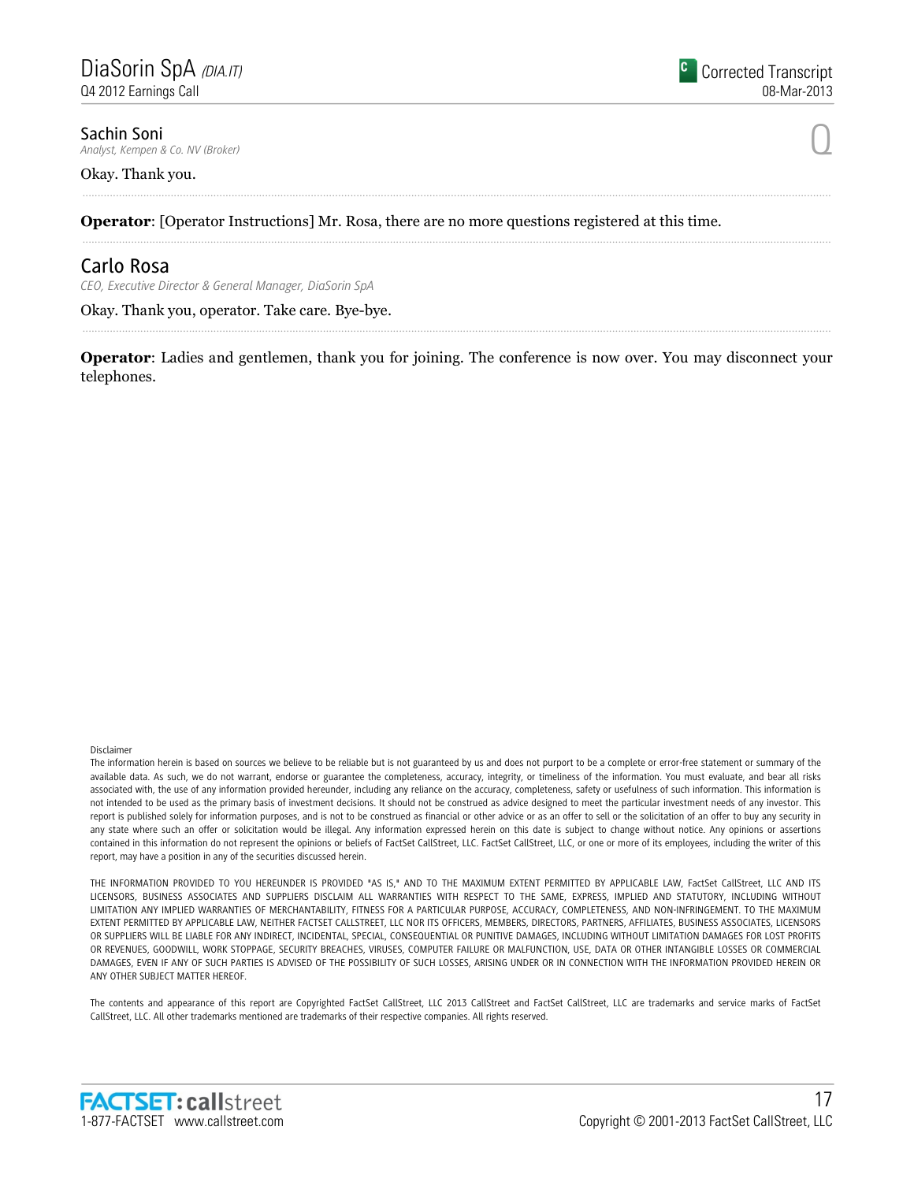### Sachin Soni
*Analyst, Kempen & Co. NV (Broker)*

Q

Okay. Thank you.

---

**Operator**: [Operator Instructions] Mr. Rosa, there are no more questions registered at this time.

---

### Carlo Rosa
*CEO, Executive Director & General Manager, DiaSorin SpA*

Okay. Thank you, operator. Take care. Bye-bye.

---

**Operator**: Ladies and gentlemen, thank you for joining. The conference is now over. You may disconnect your telephones.

Disclaimer

The information herein is based on sources we believe to be reliable but is not guaranteed by us and does not purport to be a complete or error-free statement or summary of the available data. As such, we do not warrant, endorse or guarantee the completeness, accuracy, integrity, or timeliness of the information. You must evaluate, and bear all risks associated with, the use of any information provided hereunder, including any reliance on the accuracy, completeness, safety or usefulness of such information. This information is not intended to be used as the primary basis of investment decisions. It should not be construed as advice designed to meet the particular investment needs of any investor. This report is published solely for information purposes, and is not to be construed as financial or other advice or as an offer to sell or the solicitation of an offer to buy any security in any state where such an offer or solicitation would be illegal. Any information expressed herein on this date is subject to change without notice. Any opinions or assertions contained in this information do not represent the opinions or beliefs of FactSet CallStreet, LLC. FactSet CallStreet, LLC, or one or more of its employees, including the writer of this report, may have a position in any of the securities discussed herein.

THE INFORMATION PROVIDED TO YOU HEREUNDER IS PROVIDED "AS IS," AND TO THE MAXIMUM EXTENT PERMITTED BY APPLICABLE LAW, FactSet CallStreet, LLC AND ITS LICENSORS, BUSINESS ASSOCIATES AND SUPPLIERS DISCLAIM ALL WARRANTIES WITH RESPECT TO THE SAME, EXPRESS, IMPLIED AND STATUTORY, INCLUDING WITHOUT LIMITATION ANY IMPLIED WARRANTIES OF MERCHANTABILITY, FITNESS FOR A PARTICULAR PURPOSE, ACCURACY, COMPLETENESS, AND NON-INFRINGEMENT. TO THE MAXIMUM EXTENT PERMITTED BY APPLICABLE LAW, NEITHER FACTSET CALLSTREET, LLC NOR ITS OFFICERS, MEMBERS, DIRECTORS, PARTNERS, AFFILIATES, BUSINESS ASSOCIATES, LICENSORS OR SUPPLIERS WILL BE LIABLE FOR ANY INDIRECT, INCIDENTAL, SPECIAL, CONSEQUENTIAL OR PUNITIVE DAMAGES, INCLUDING WITHOUT LIMITATION DAMAGES FOR LOST PROFITS OR REVENUES, GOODWILL, WORK STOPPAGE, SECURITY BREACHES, VIRUSES, COMPUTER FAILURE OR MALFUNCTION, USE, DATA OR OTHER INTANGIBLE LOSSES OR COMMERCIAL DAMAGES, EVEN IF ANY OF SUCH PARTIES IS ADVISED OF THE POSSIBILITY OF SUCH LOSSES, ARISING UNDER OR IN CONNECTION WITH THE INFORMATION PROVIDED HEREIN OR ANY OTHER SUBJECT MATTER HEREOF.

The contents and appearance of this report are Copyrighted FactSet CallStreet, LLC 2013 CallStreet and FactSet CallStreet, LLC are trademarks and service marks of FactSet CallStreet, LLC. All other trademarks mentioned are trademarks of their respective companies. All rights reserved.